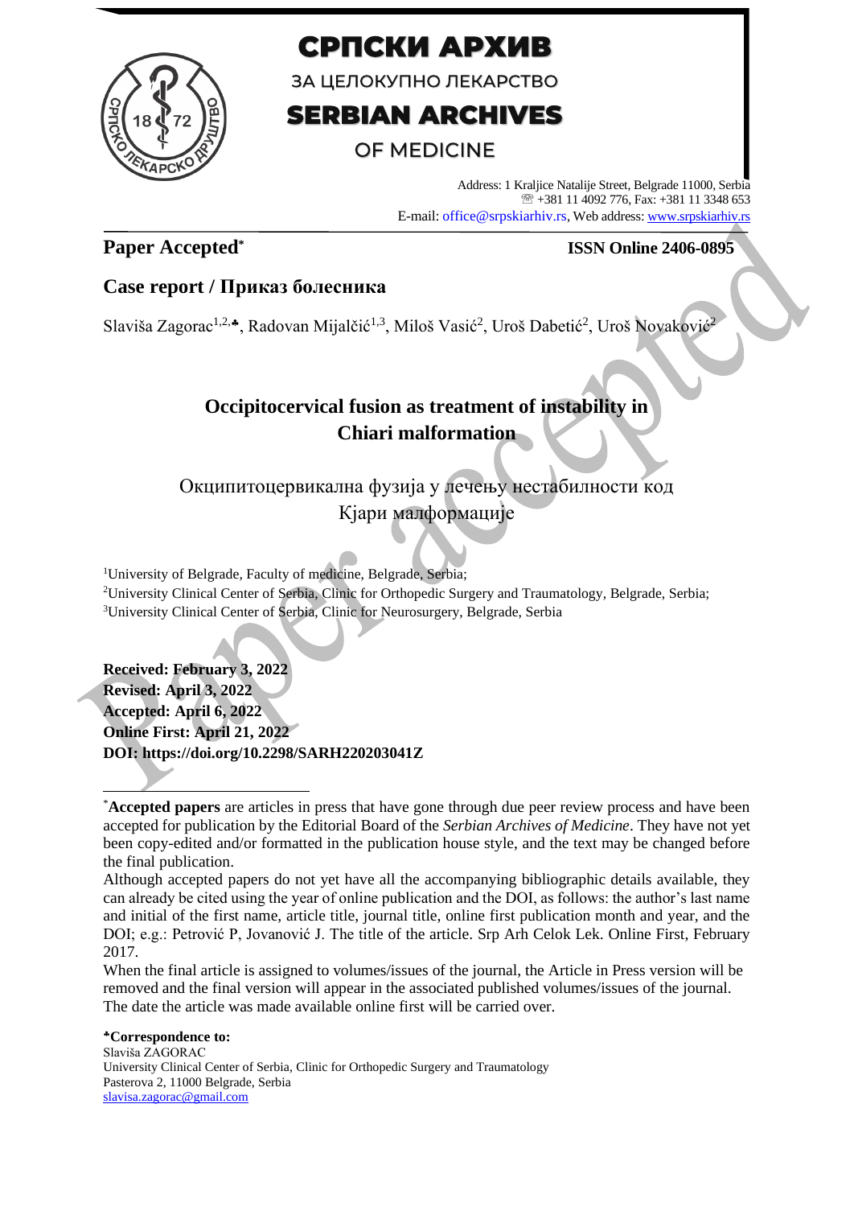# СРПСКИ АРХИВ

ЗА ЦЕЛОКУПНО ЛЕКАРСТВО

# SERBIAN ARCHIVES

OF MEDICINE

Address: 1 Kraljice Natalije Street, Belgrade 11000, Serbia
☏ +381 11 4092 776, Fax: +381 11 3348 653
E-mail: office@srpskiarhiv.rs, Web address: www.srpskiarhiv.rs

**Paper Accepted*** **ISSN Online 2406-0895**

## Case report / Приказ болесника

Slaviša Zagorac[1,2,♣], Radovan Mijalčić[1,3], Miloš Vasić[2], Uroš Dabetić[2], Uroš Novaković[2]

# Occipitocervical fusion as treatment of instability in Chiari malformation

Окципитоцервикална фузија у лечењу нестабилности код Кјари малформације

[1]University of Belgrade, Faculty of medicine, Belgrade, Serbia;
[2]University Clinical Center of Serbia, Clinic for Orthopedic Surgery and Traumatology, Belgrade, Serbia;
[3]University Clinical Center of Serbia, Clinic for Neurosurgery, Belgrade, Serbia

**Received: February 3, 2022**
**Revised: April 3, 2022**
**Accepted: April 6, 2022**
**Online First: April 21, 2022**
**DOI: https://doi.org/10.2298/SARH220203041Z**

---

*__Accepted papers__ are articles in press that have gone through due peer review process and have been accepted for publication by the Editorial Board of the *Serbian Archives of Medicine*. They have not yet been copy-edited and/or formatted in the publication house style, and the text may be changed before the final publication.

Although accepted papers do not yet have all the accompanying bibliographic details available, they can already be cited using the year of online publication and the DOI, as follows: the author's last name and initial of the first name, article title, journal title, online first publication month and year, and the DOI; e.g.: Petrović P, Jovanović J. The title of the article. Srp Arh Celok Lek. Online First, February 2017.

When the final article is assigned to volumes/issues of the journal, the Article in Press version will be removed and the final version will appear in the associated published volumes/issues of the journal. The date the article was made available online first will be carried over.

**♣Correspondence to:**
Slaviša ZAGORAC
University Clinical Center of Serbia, Clinic for Orthopedic Surgery and Traumatology
Pasterova 2, 11000 Belgrade, Serbia
slavisa.zagorac@gmail.com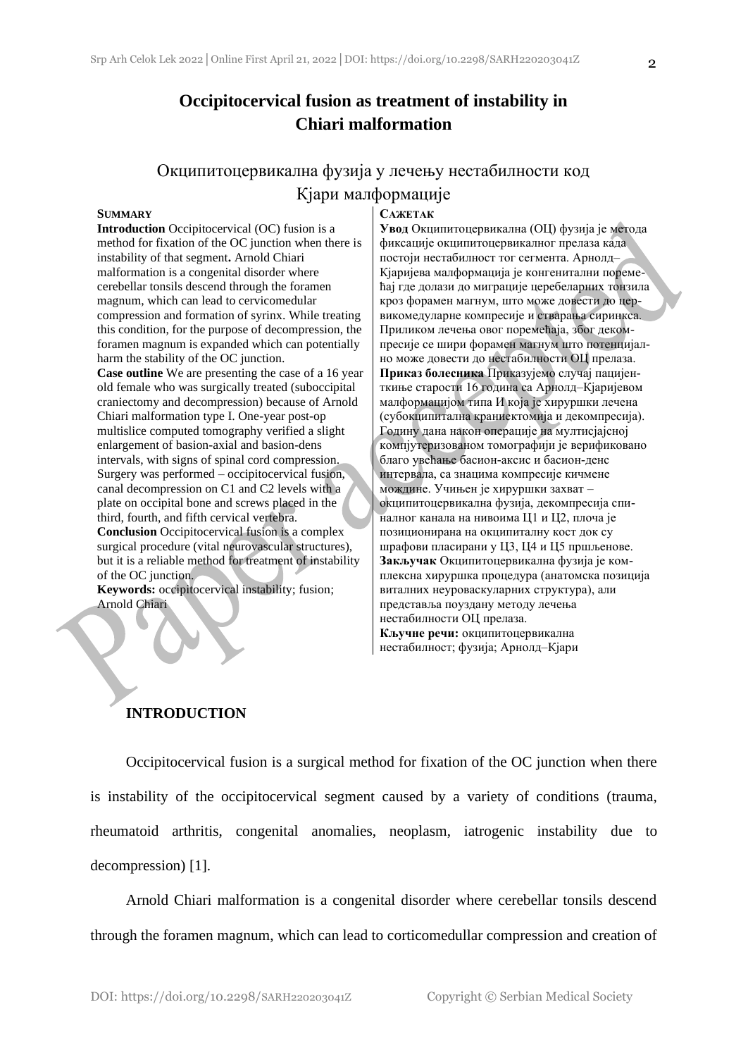# Occipitocervical fusion as treatment of instability in Chiari malformation

## Окципитоцервикална фузија у лечењу нестабилности код Кјари малформације

**SUMMARY**

**Introduction** Occipitocervical (OC) fusion is a method for fixation of the OC junction when there is instability of that segment**.** Arnold Chiari malformation is a congenital disorder where cerebellar tonsils descend through the foramen magnum, which can lead to cervicomedular compression and formation of syrinx. While treating this condition, for the purpose of decompression, the foramen magnum is expanded which can potentially harm the stability of the OC junction.

**Case outline** We are presenting the case of a 16 year old female who was surgically treated (suboccipital craniectomy and decompression) because of Arnold Chiari malformation type I. One-year post-op multislice computed tomography verified a slight enlargement of basion-axial and basion-dens intervals, with signs of spinal cord compression. Surgery was performed – occipitocervical fusion, canal decompression on C1 and C2 levels with a plate on occipital bone and screws placed in the third, fourth, and fifth cervical vertebra.

**Conclusion** Occipitocervical fusion is a complex surgical procedure (vital neurovascular structures), but it is a reliable method for treatment of instability of the OC junction.

**Keywords:** occipitocervical instability; fusion; Arnold Chiari

**САЖЕТАК**

**Увод** Окципитоцервикална (ОЦ) фузија је метода фиксације окципитоцервикалног прелаза када постоји нестабилност тог сегмента. Арнолд–Кјаријева малформација је конгенитални поремећај где долази до миграције церебеларних тонзила кроз форамен магнум, што може довести до цервикомедуларне компресије и стварања сиринкса. Приликом лечења овог поремећаја, због декомпресије се шири форамен магнум што потенцијално може довести до нестабилности ОЦ прелаза.

**Приказ болесника** Приказујемо случај пацијенткиње старости 16 година са Арнолд–Кјаријевом малформацијом типа И која је хируршки лечена (субокципитална краниектомија и декомпресија). Годину дана након операције на мултисјасној компјутеризованом томографији је верификовано благо увећање басион-аксис и басион-денс интервала, са знацима компресије кичмене мождине. Учињен је хируршки захват – окципитоцервикална фузија, декомпресија спиналног канала на нивоима Ц1 и Ц2, плоча је позиционирана на окципиталну кост док су шрафови пласирани у Ц3, Ц4 и Ц5 пршљенове.

**Закључак** Окципитоцервикална фузија је комплексна хируршка процедура (анатомска позиција виталних неуроваскуларних структура), али представља поуздану методу лечења нестабилности ОЦ прелаза.

**Кључне речи:** окципитоцервикална нестабилност; фузија; Арнолд–Кјари

## INTRODUCTION

Occipitocervical fusion is a surgical method for fixation of the OC junction when there is instability of the occipitocervical segment caused by a variety of conditions (trauma, rheumatoid arthritis, congenital anomalies, neoplasm, iatrogenic instability due to decompression) [1].

Arnold Chiari malformation is a congenital disorder where cerebellar tonsils descend through the foramen magnum, which can lead to corticomedullar compression and creation of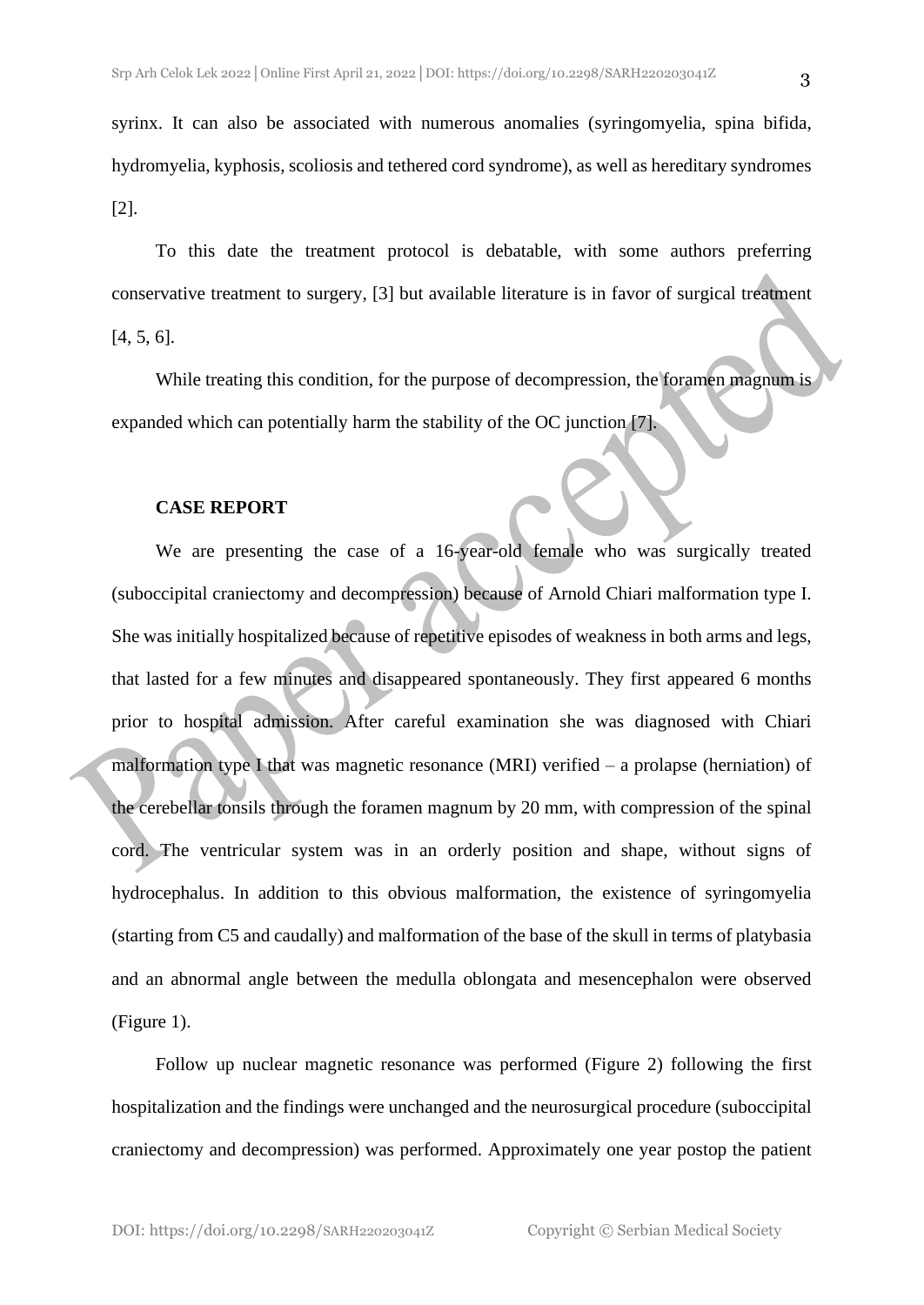syrinx. It can also be associated with numerous anomalies (syringomyelia, spina bifida, hydromyelia, kyphosis, scoliosis and tethered cord syndrome), as well as hereditary syndromes [2].

To this date the treatment protocol is debatable, with some authors preferring conservative treatment to surgery, [3] but available literature is in favor of surgical treatment [4, 5, 6].

While treating this condition, for the purpose of decompression, the foramen magnum is expanded which can potentially harm the stability of the OC junction [7].

## CASE REPORT

We are presenting the case of a 16-year-old female who was surgically treated (suboccipital craniectomy and decompression) because of Arnold Chiari malformation type I. She was initially hospitalized because of repetitive episodes of weakness in both arms and legs, that lasted for a few minutes and disappeared spontaneously. They first appeared 6 months prior to hospital admission. After careful examination she was diagnosed with Chiari malformation type I that was magnetic resonance (MRI) verified – a prolapse (herniation) of the cerebellar tonsils through the foramen magnum by 20 mm, with compression of the spinal cord. The ventricular system was in an orderly position and shape, without signs of hydrocephalus. In addition to this obvious malformation, the existence of syringomyelia (starting from C5 and caudally) and malformation of the base of the skull in terms of platybasia and an abnormal angle between the medulla oblongata and mesencephalon were observed (Figure 1).

Follow up nuclear magnetic resonance was performed (Figure 2) following the first hospitalization and the findings were unchanged and the neurosurgical procedure (suboccipital craniectomy and decompression) was performed. Approximately one year postop the patient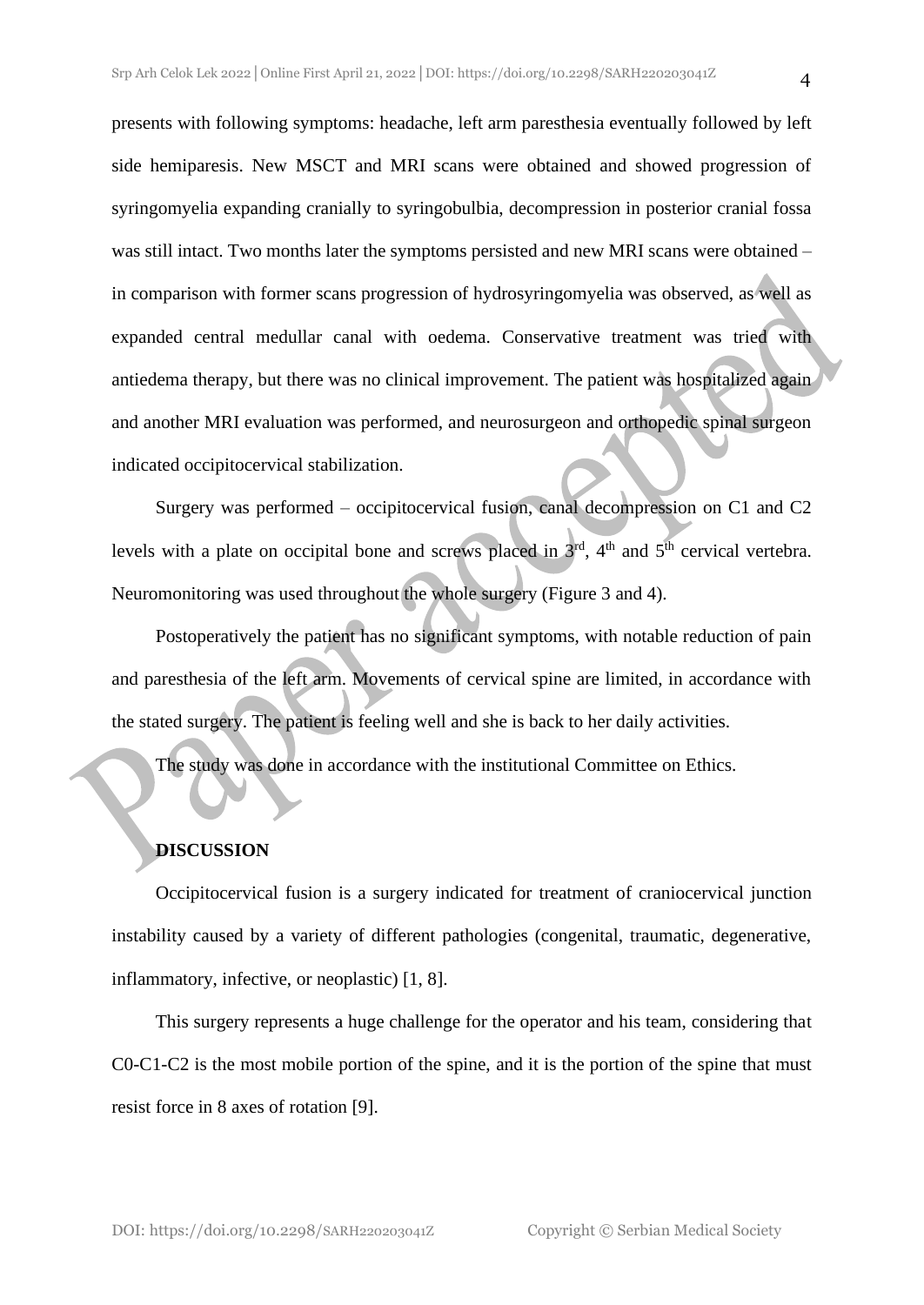presents with following symptoms: headache, left arm paresthesia eventually followed by left side hemiparesis. New MSCT and MRI scans were obtained and showed progression of syringomyelia expanding cranially to syringobulbia, decompression in posterior cranial fossa was still intact. Two months later the symptoms persisted and new MRI scans were obtained – in comparison with former scans progression of hydrosyringomyelia was observed, as well as expanded central medullar canal with oedema. Conservative treatment was tried with antiedema therapy, but there was no clinical improvement. The patient was hospitalized again and another MRI evaluation was performed, and neurosurgeon and orthopedic spinal surgeon indicated occipitocervical stabilization.

Surgery was performed – occipitocervical fusion, canal decompression on C1 and C2 levels with a plate on occipital bone and screws placed in 3rd, 4th and 5th cervical vertebra. Neuromonitoring was used throughout the whole surgery (Figure 3 and 4).

Postoperatively the patient has no significant symptoms, with notable reduction of pain and paresthesia of the left arm. Movements of cervical spine are limited, in accordance with the stated surgery. The patient is feeling well and she is back to her daily activities.

The study was done in accordance with the institutional Committee on Ethics.

## DISCUSSION

Occipitocervical fusion is a surgery indicated for treatment of craniocervical junction instability caused by a variety of different pathologies (congenital, traumatic, degenerative, inflammatory, infective, or neoplastic) [1, 8].

This surgery represents a huge challenge for the operator and his team, considering that C0-C1-C2 is the most mobile portion of the spine, and it is the portion of the spine that must resist force in 8 axes of rotation [9].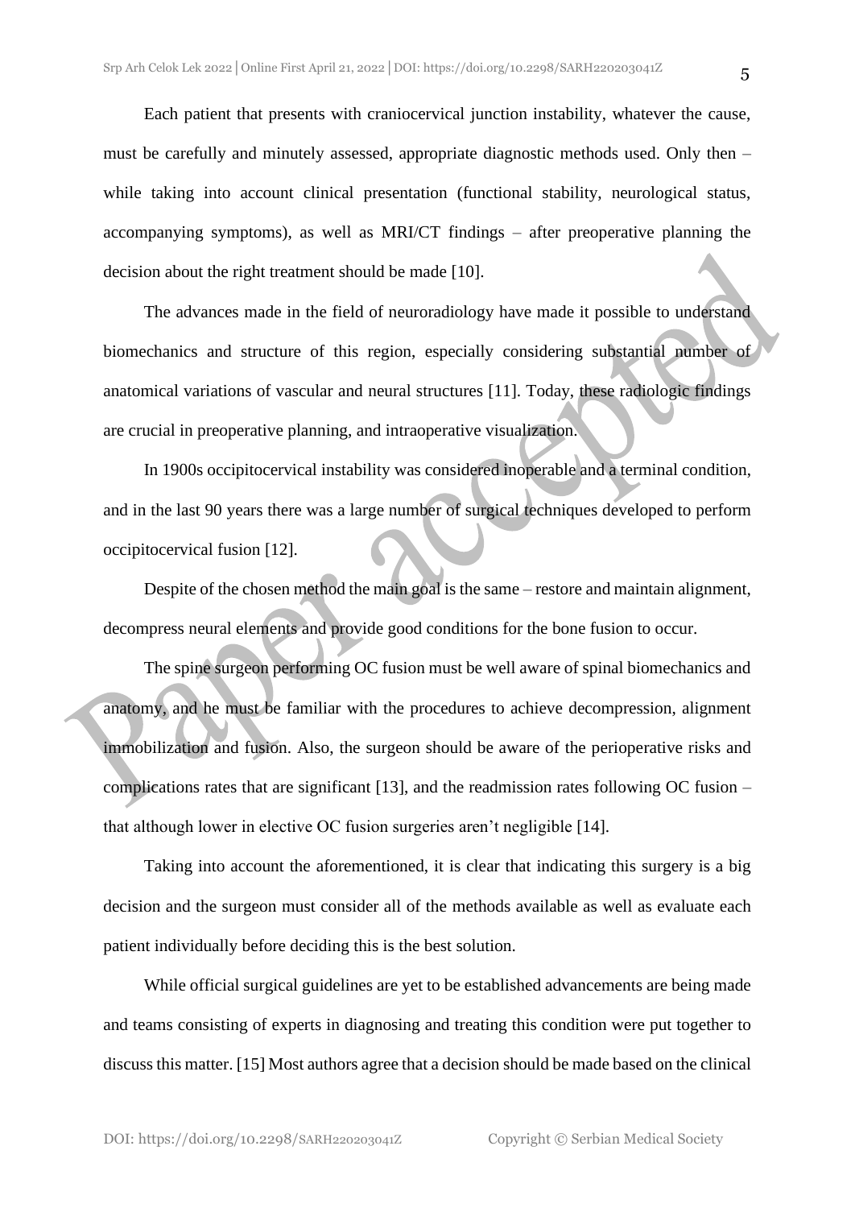Each patient that presents with craniocervical junction instability, whatever the cause, must be carefully and minutely assessed, appropriate diagnostic methods used. Only then – while taking into account clinical presentation (functional stability, neurological status, accompanying symptoms), as well as MRI/CT findings – after preoperative planning the decision about the right treatment should be made [10].

The advances made in the field of neuroradiology have made it possible to understand biomechanics and structure of this region, especially considering substantial number of anatomical variations of vascular and neural structures [11]. Today, these radiologic findings are crucial in preoperative planning, and intraoperative visualization.

In 1900s occipitocervical instability was considered inoperable and a terminal condition, and in the last 90 years there was a large number of surgical techniques developed to perform occipitocervical fusion [12].

Despite of the chosen method the main goal is the same – restore and maintain alignment, decompress neural elements and provide good conditions for the bone fusion to occur.

The spine surgeon performing OC fusion must be well aware of spinal biomechanics and anatomy, and he must be familiar with the procedures to achieve decompression, alignment immobilization and fusion. Also, the surgeon should be aware of the perioperative risks and complications rates that are significant [13], and the readmission rates following OC fusion – that although lower in elective OC fusion surgeries aren't negligible [14].

Taking into account the aforementioned, it is clear that indicating this surgery is a big decision and the surgeon must consider all of the methods available as well as evaluate each patient individually before deciding this is the best solution.

While official surgical guidelines are yet to be established advancements are being made and teams consisting of experts in diagnosing and treating this condition were put together to discuss this matter. [15] Most authors agree that a decision should be made based on the clinical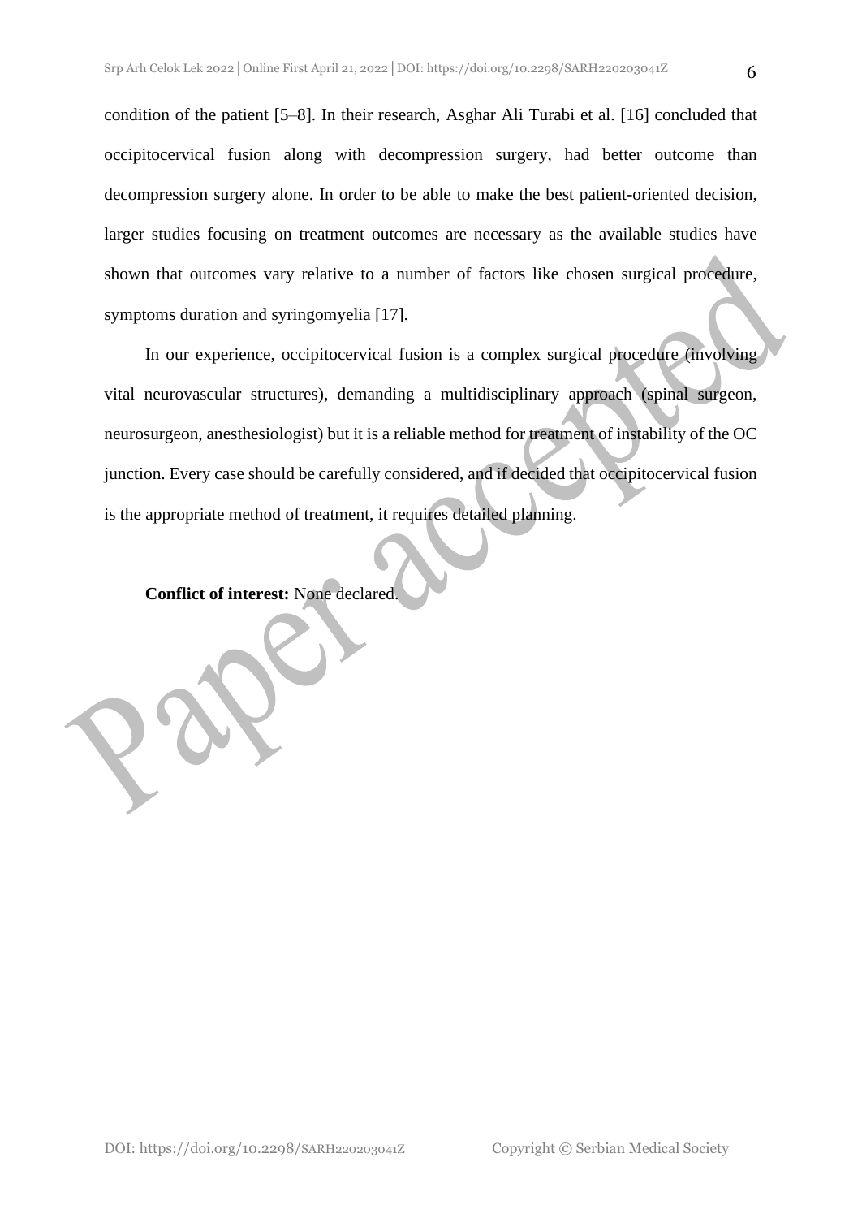condition of the patient [5–8]. In their research, Asghar Ali Turabi et al. [16] concluded that occipitocervical fusion along with decompression surgery, had better outcome than decompression surgery alone. In order to be able to make the best patient-oriented decision, larger studies focusing on treatment outcomes are necessary as the available studies have shown that outcomes vary relative to a number of factors like chosen surgical procedure, symptoms duration and syringomyelia [17].

In our experience, occipitocervical fusion is a complex surgical procedure (involving vital neurovascular structures), demanding a multidisciplinary approach (spinal surgeon, neurosurgeon, anesthesiologist) but it is a reliable method for treatment of instability of the OC junction. Every case should be carefully considered, and if decided that occipitocervical fusion is the appropriate method of treatment, it requires detailed planning.

**Conflict of interest:** None declared.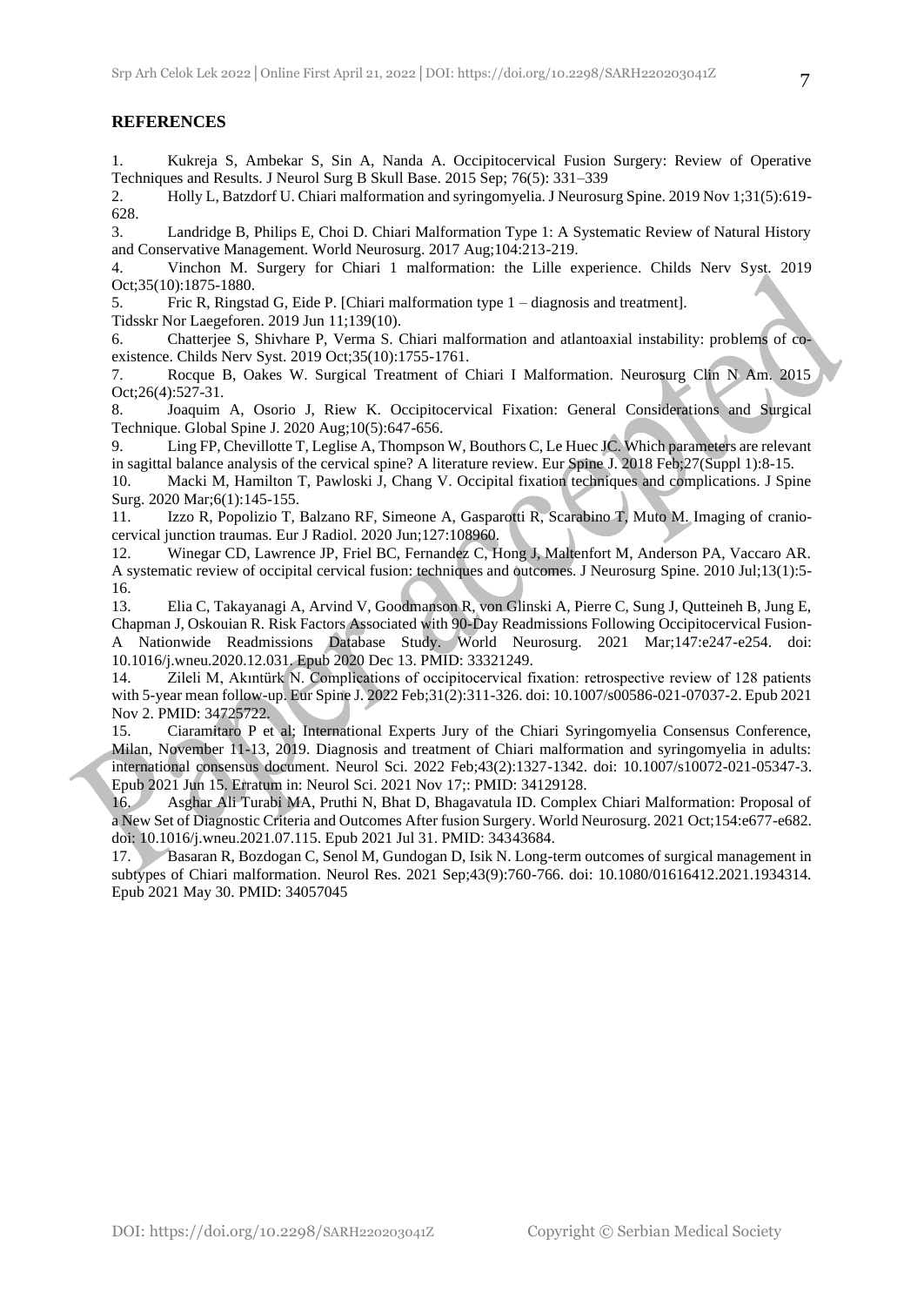## REFERENCES

1. Kukreja S, Ambekar S, Sin A, Nanda A. Occipitocervical Fusion Surgery: Review of Operative Techniques and Results. J Neurol Surg B Skull Base. 2015 Sep; 76(5): 331–339
2. Holly L, Batzdorf U. Chiari malformation and syringomyelia. J Neurosurg Spine. 2019 Nov 1;31(5):619-628.
3. Landridge B, Philips E, Choi D. Chiari Malformation Type 1: A Systematic Review of Natural History and Conservative Management. World Neurosurg. 2017 Aug;104:213-219.
4. Vinchon M. Surgery for Chiari 1 malformation: the Lille experience. Childs Nerv Syst. 2019 Oct;35(10):1875-1880.
5. Fric R, Ringstad G, Eide P. [Chiari malformation type 1 – diagnosis and treatment]. Tidsskr Nor Laegeforen. 2019 Jun 11;139(10).
6. Chatterjee S, Shivhare P, Verma S. Chiari malformation and atlantoaxial instability: problems of co-existence. Childs Nerv Syst. 2019 Oct;35(10):1755-1761.
7. Rocque B, Oakes W. Surgical Treatment of Chiari I Malformation. Neurosurg Clin N Am. 2015 Oct;26(4):527-31.
8. Joaquim A, Osorio J, Riew K. Occipitocervical Fixation: General Considerations and Surgical Technique. Global Spine J. 2020 Aug;10(5):647-656.
9. Ling FP, Chevillotte T, Leglise A, Thompson W, Bouthors C, Le Huec JC. Which parameters are relevant in sagittal balance analysis of the cervical spine? A literature review. Eur Spine J. 2018 Feb;27(Suppl 1):8-15.
10. Macki M, Hamilton T, Pawloski J, Chang V. Occipital fixation techniques and complications. J Spine Surg. 2020 Mar;6(1):145-155.
11. Izzo R, Popolizio T, Balzano RF, Simeone A, Gasparotti R, Scarabino T, Muto M. Imaging of cranio-cervical junction traumas. Eur J Radiol. 2020 Jun;127:108960.
12. Winegar CD, Lawrence JP, Friel BC, Fernandez C, Hong J, Maltenfort M, Anderson PA, Vaccaro AR. A systematic review of occipital cervical fusion: techniques and outcomes. J Neurosurg Spine. 2010 Jul;13(1):5-16.
13. Elia C, Takayanagi A, Arvind V, Goodmanson R, von Glinski A, Pierre C, Sung J, Qutteineh B, Jung E, Chapman J, Oskouian R. Risk Factors Associated with 90-Day Readmissions Following Occipitocervical Fusion-A Nationwide Readmissions Database Study. World Neurosurg. 2021 Mar;147:e247-e254. doi: 10.1016/j.wneu.2020.12.031. Epub 2020 Dec 13. PMID: 33321249.
14. Zileli M, Akıntürk N. Complications of occipitocervical fixation: retrospective review of 128 patients with 5-year mean follow-up. Eur Spine J. 2022 Feb;31(2):311-326. doi: 10.1007/s00586-021-07037-2. Epub 2021 Nov 2. PMID: 34725722.
15. Ciaramitaro P et al; International Experts Jury of the Chiari Syringomyelia Consensus Conference, Milan, November 11-13, 2019. Diagnosis and treatment of Chiari malformation and syringomyelia in adults: international consensus document. Neurol Sci. 2022 Feb;43(2):1327-1342. doi: 10.1007/s10072-021-05347-3. Epub 2021 Jun 15. Erratum in: Neurol Sci. 2021 Nov 17;: PMID: 34129128.
16. Asghar Ali Turabi MA, Pruthi N, Bhat D, Bhagavatula ID. Complex Chiari Malformation: Proposal of a New Set of Diagnostic Criteria and Outcomes After fusion Surgery. World Neurosurg. 2021 Oct;154:e677-e682. doi: 10.1016/j.wneu.2021.07.115. Epub 2021 Jul 31. PMID: 34343684.
17. Basaran R, Bozdogan C, Senol M, Gundogan D, Isik N. Long-term outcomes of surgical management in subtypes of Chiari malformation. Neurol Res. 2021 Sep;43(9):760-766. doi: 10.1080/01616412.2021.1934314. Epub 2021 May 30. PMID: 34057045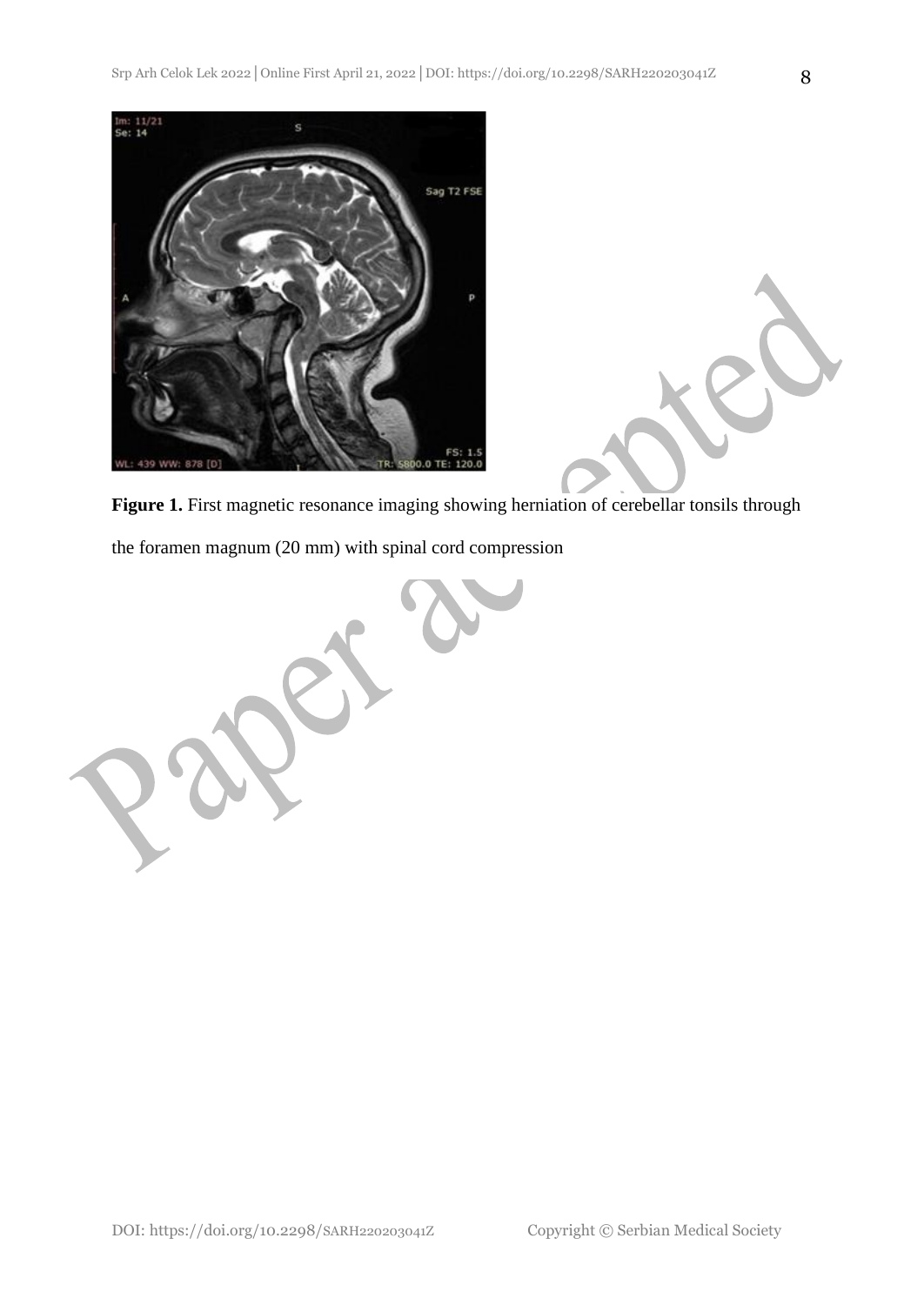**Figure 1.** First magnetic resonance imaging showing herniation of cerebellar tonsils through the foramen magnum (20 mm) with spinal cord compression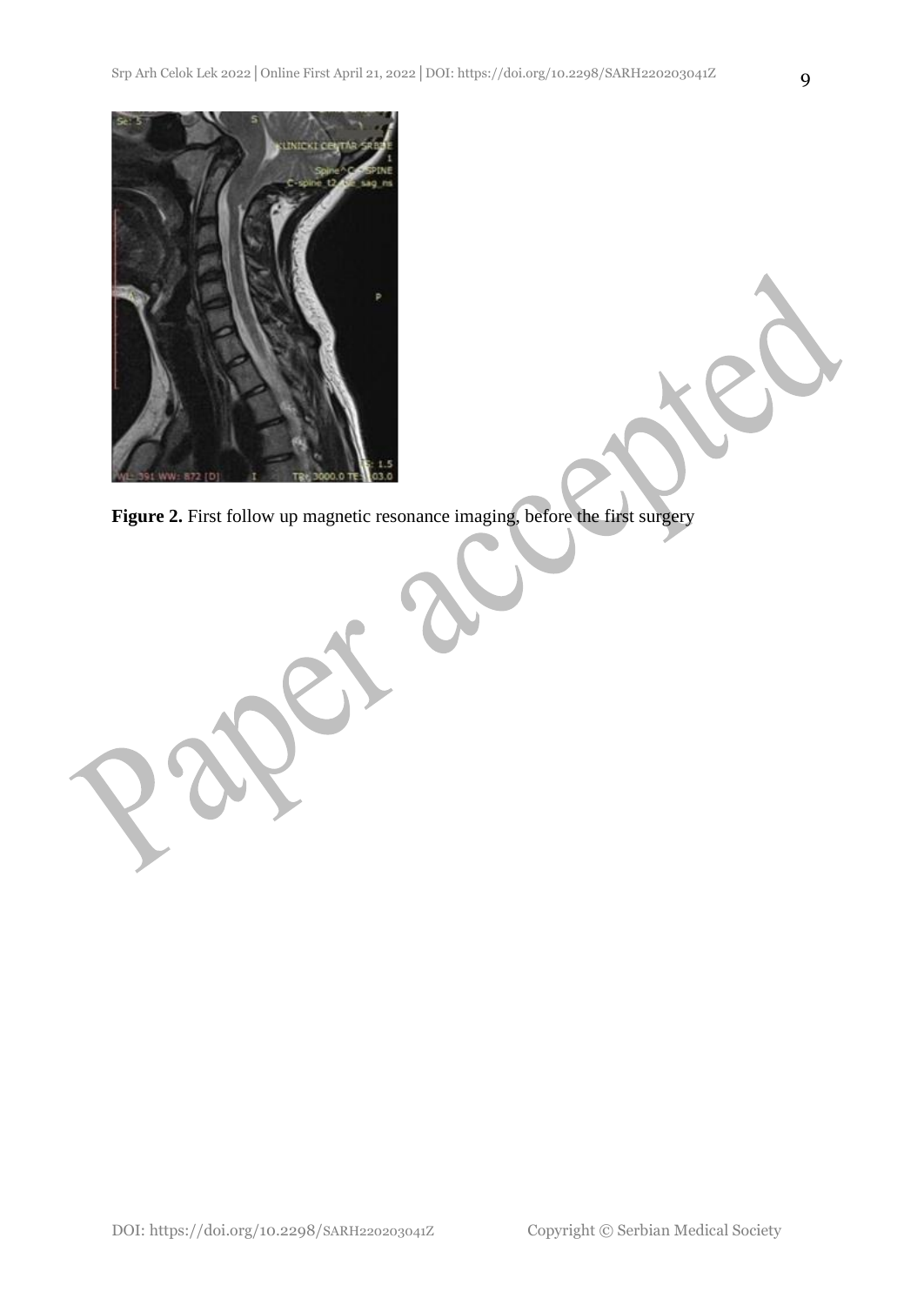**Figure 2.** First follow up magnetic resonance imaging, before the first surgery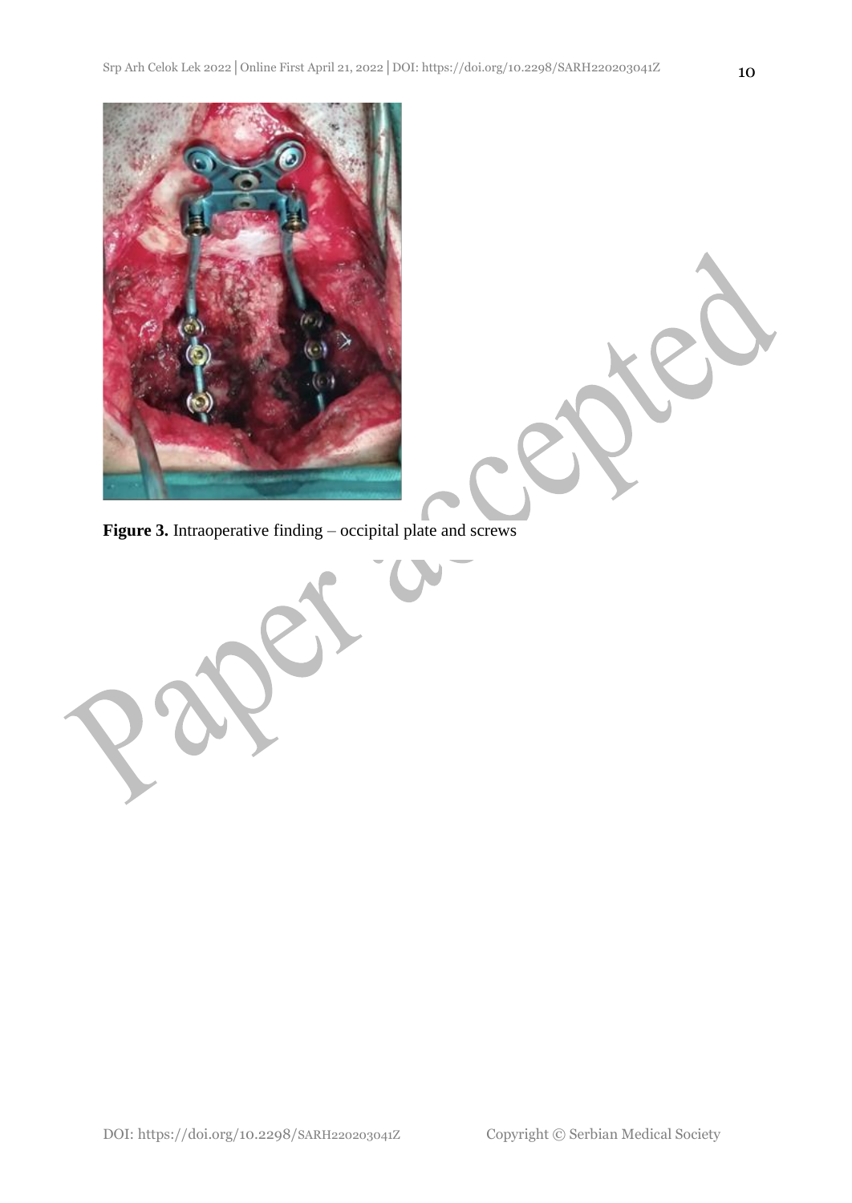**Figure 3.** Intraoperative finding – occipital plate and screws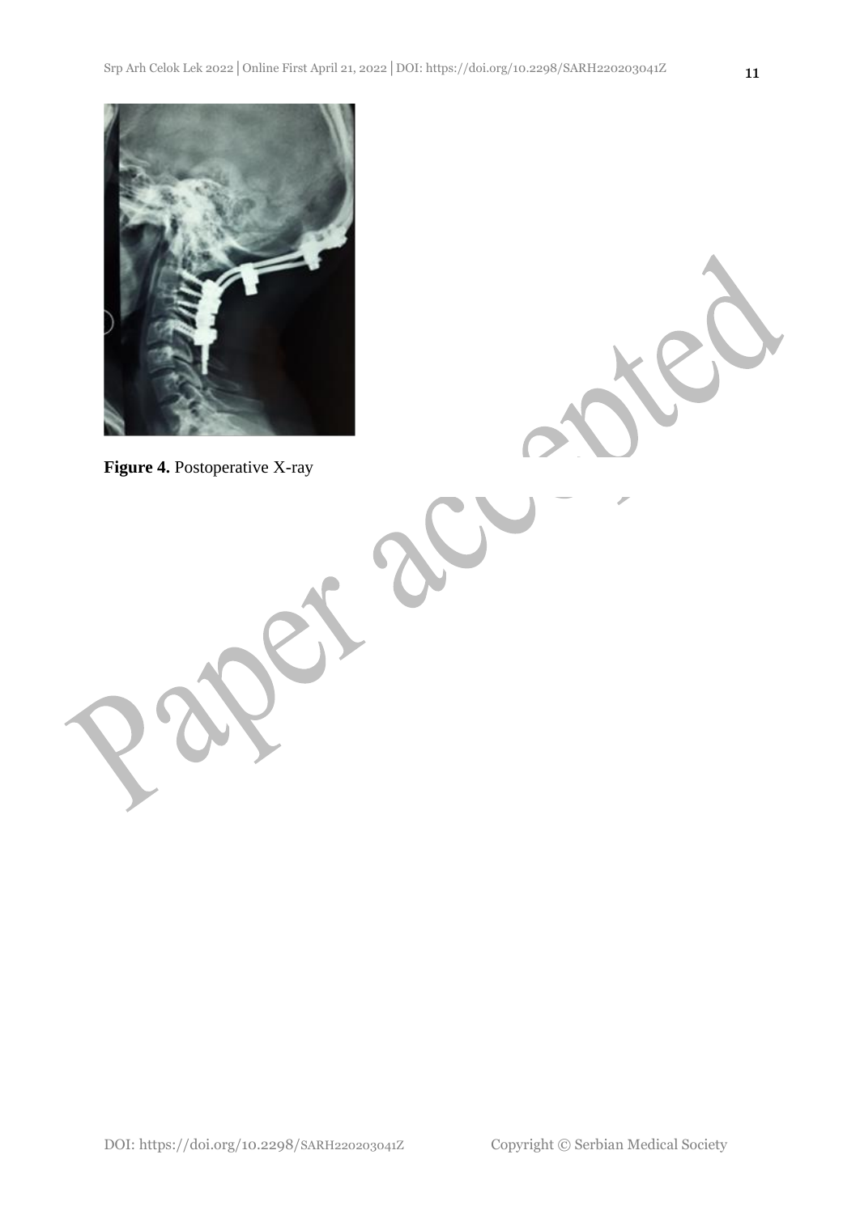**Figure 4.** Postoperative X-ray